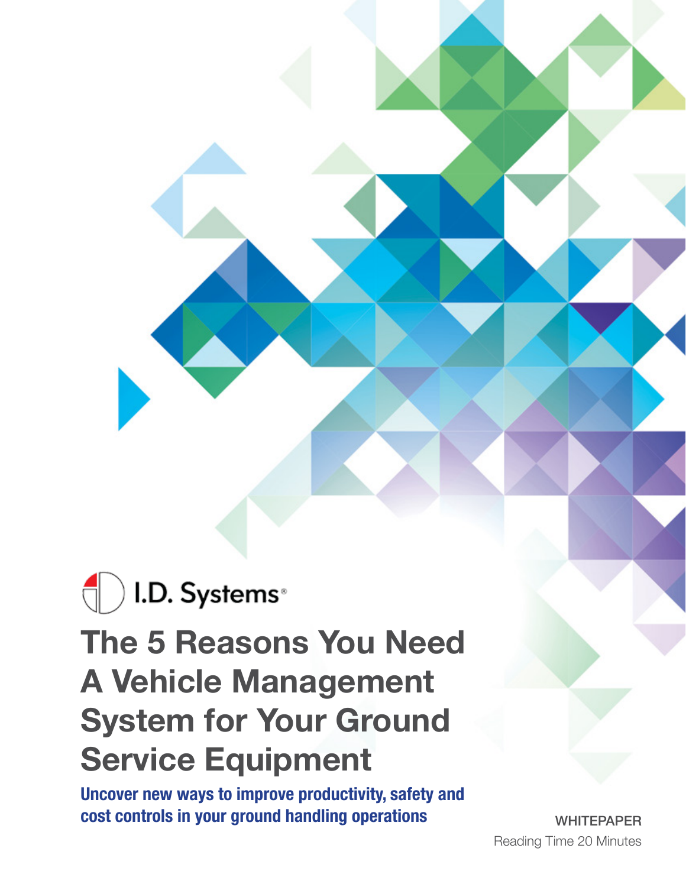I.D. Systems®

# The 5 Reasons You Need A Vehicle Management System for Your Ground Service Equipment

**Uncover new ways to improve productivity, safety and cost controls in your ground handling operations**

WHITEPAPER

Reading Time 20 Minutes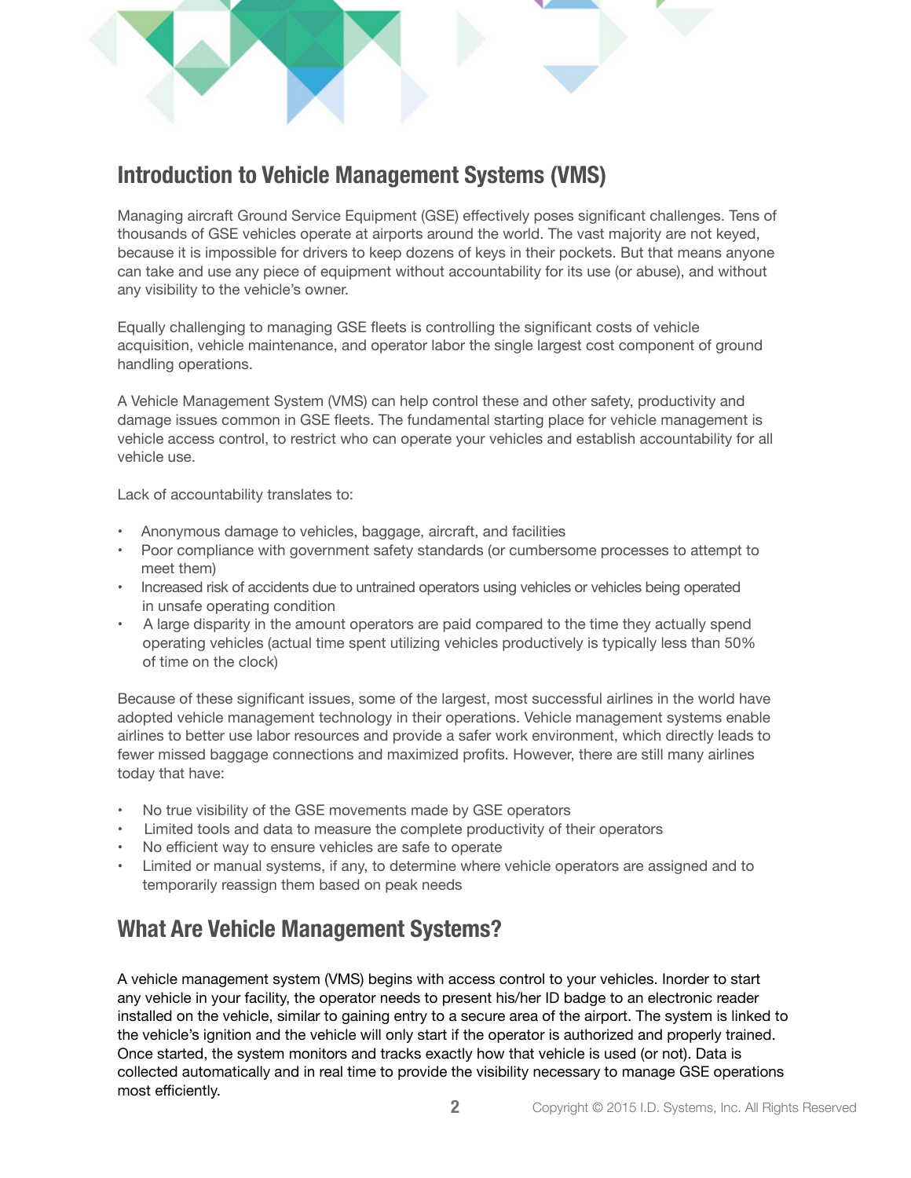## Introduction to Vehicle Management Systems (VMS)

Managing aircraft Ground Service Equipment (GSE) effectively poses significant challenges. Tens of thousands of GSE vehicles operate at airports around the world. The vast majority are not keyed, because it is impossible for drivers to keep dozens of keys in their pockets. But that means anyone can take and use any piece of equipment without accountability for its use (or abuse), and without any visibility to the vehicle's owner.

Equally challenging to managing GSE fleets is controlling the significant costs of vehicle acquisition, vehicle maintenance, and operator labor the single largest cost component of ground handling operations.

A Vehicle Management System (VMS) can help control these and other safety, productivity and damage issues common in GSE fleets. The fundamental starting place for vehicle management is vehicle access control, to restrict who can operate your vehicles and establish accountability for all vehicle use.

Lack of accountability translates to:

- Anonymous damage to vehicles, baggage, aircraft, and facilities
- Poor compliance with government safety standards (or cumbersome processes to attempt to meet them)
- Increased risk of accidents due to untrained operators using vehicles or vehicles being operated in unsafe operating condition
- A large disparity in the amount operators are paid compared to the time they actually spend operating vehicles (actual time spent utilizing vehicles productively is typically less than 50% of time on the clock)

Because of these significant issues, some of the largest, most successful airlines in the world have adopted vehicle management technology in their operations. Vehicle management systems enable airlines to better use labor resources and provide a safer work environment, which directly leads to fewer missed baggage connections and maximized profits. However, there are still many airlines today that have:

- No true visibility of the GSE movements made by GSE operators
- Limited tools and data to measure the complete productivity of their operators
- No efficient way to ensure vehicles are safe to operate
- Limited or manual systems, if any, to determine where vehicle operators are assigned and to temporarily reassign them based on peak needs

## What Are Vehicle Management Systems?

A vehicle management system (VMS) begins with access control to your vehicles. Inorder to start any vehicle in your facility, the operator needs to present his/her ID badge to an electronic reader installed on the vehicle, similar to gaining entry to a secure area of the airport. The system is linked to the vehicle's ignition and the vehicle will only start if the operator is authorized and properly trained. Once started, the system monitors and tracks exactly how that vehicle is used (or not). Data is collected automatically and in real time to provide the visibility necessary to manage GSE operations most efficiently.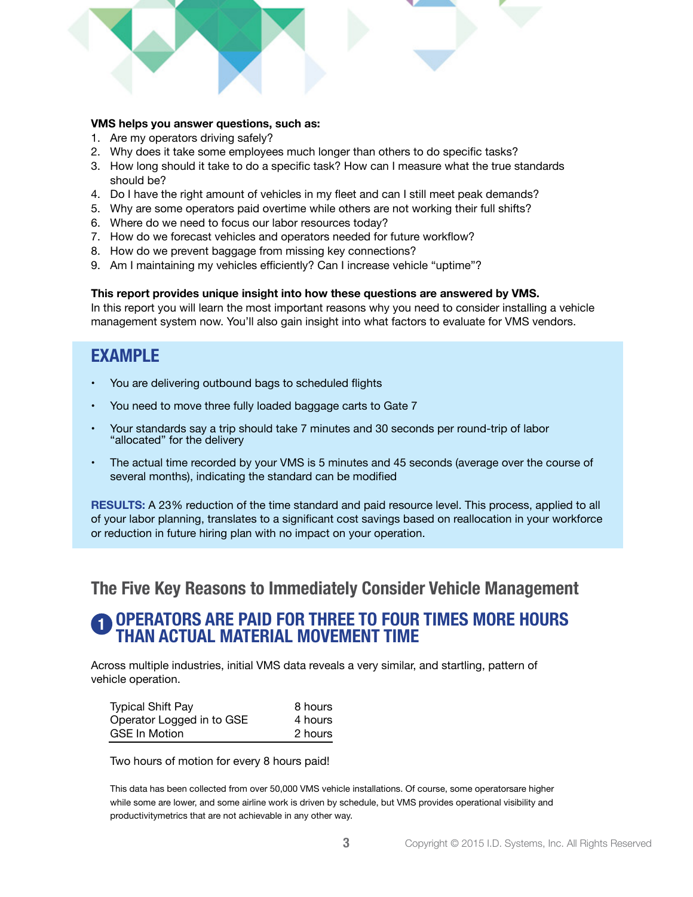**VMS helps you answer questions, such as:**

1. Are my operators driving safely?
2. Why does it take some employees much longer than others to do specific tasks?
3. How long should it take to do a specific task? How can I measure what the true standards should be?
4. Do I have the right amount of vehicles in my fleet and can I still meet peak demands?
5. Why are some operators paid overtime while others are not working their full shifts?
6. Where do we need to focus our labor resources today?
7. How do we forecast vehicles and operators needed for future workflow?
8. How do we prevent baggage from missing key connections?
9. Am I maintaining my vehicles efficiently? Can I increase vehicle "uptime"?

**This report provides unique insight into how these questions are answered by VMS.**
In this report you will learn the most important reasons why you need to consider installing a vehicle management system now. You'll also gain insight into what factors to evaluate for VMS vendors.

## EXAMPLE

- You are delivering outbound bags to scheduled flights
- You need to move three fully loaded baggage carts to Gate 7
- Your standards say a trip should take 7 minutes and 30 seconds per round-trip of labor "allocated" for the delivery
- The actual time recorded by your VMS is 5 minutes and 45 seconds (average over the course of several months), indicating the standard can be modified

**RESULTS:** A 23% reduction of the time standard and paid resource level. This process, applied to all of your labor planning, translates to a significant cost savings based on reallocation in your workforce or reduction in future hiring plan with no impact on your operation.

## The Five Key Reasons to Immediately Consider Vehicle Management

### 1 OPERATORS ARE PAID FOR THREE TO FOUR TIMES MORE HOURS THAN ACTUAL MATERIAL MOVEMENT TIME

Across multiple industries, initial VMS data reveals a very similar, and startling, pattern of vehicle operation.

| | |
|---|---|
| Typical Shift Pay | 8 hours |
| Operator Logged in to GSE | 4 hours |
| GSE In Motion | 2 hours |

Two hours of motion for every 8 hours paid!

This data has been collected from over 50,000 VMS vehicle installations. Of course, some operatorsare higher while some are lower, and some airline work is driven by schedule, but VMS provides operational visibility and productivitymetrics that are not achievable in any other way.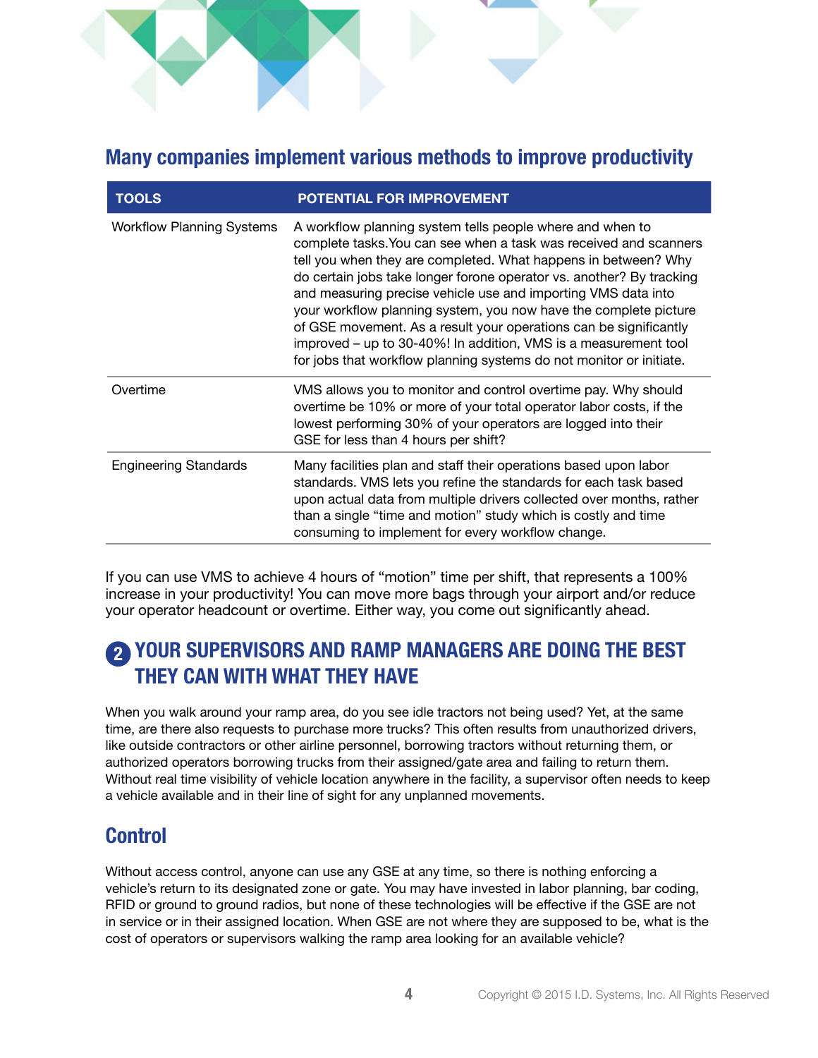## Many companies implement various methods to improve productivity

| TOOLS | POTENTIAL FOR IMPROVEMENT |
|---|---|
| Workflow Planning Systems | A workflow planning system tells people where and when to complete tasks.You can see when a task was received and scanners tell you when they are completed. What happens in between? Why do certain jobs take longer forone operator vs. another? By tracking and measuring precise vehicle use and importing VMS data into your workflow planning system, you now have the complete picture of GSE movement. As a result your operations can be significantly improved – up to 30-40%! In addition, VMS is a measurement tool for jobs that workflow planning systems do not monitor or initiate. |
| Overtime | VMS allows you to monitor and control overtime pay. Why should overtime be 10% or more of your total operator labor costs, if the lowest performing 30% of your operators are logged into their GSE for less than 4 hours per shift? |
| Engineering Standards | Many facilities plan and staff their operations based upon labor standards. VMS lets you refine the standards for each task based upon actual data from multiple drivers collected over months, rather than a single "time and motion" study which is costly and time consuming to implement for every workflow change. |

If you can use VMS to achieve 4 hours of "motion" time per shift, that represents a 100% increase in your productivity! You can move more bags through your airport and/or reduce your operator headcount or overtime. Either way, you come out significantly ahead.

## 2 YOUR SUPERVISORS AND RAMP MANAGERS ARE DOING THE BEST THEY CAN WITH WHAT THEY HAVE

When you walk around your ramp area, do you see idle tractors not being used? Yet, at the same time, are there also requests to purchase more trucks? This often results from unauthorized drivers, like outside contractors or other airline personnel, borrowing tractors without returning them, or authorized operators borrowing trucks from their assigned/gate area and failing to return them. Without real time visibility of vehicle location anywhere in the facility, a supervisor often needs to keep a vehicle available and in their line of sight for any unplanned movements.

## Control

Without access control, anyone can use any GSE at any time, so there is nothing enforcing a vehicle's return to its designated zone or gate. You may have invested in labor planning, bar coding, RFID or ground to ground radios, but none of these technologies will be effective if the GSE are not in service or in their assigned location. When GSE are not where they are supposed to be, what is the cost of operators or supervisors walking the ramp area looking for an available vehicle?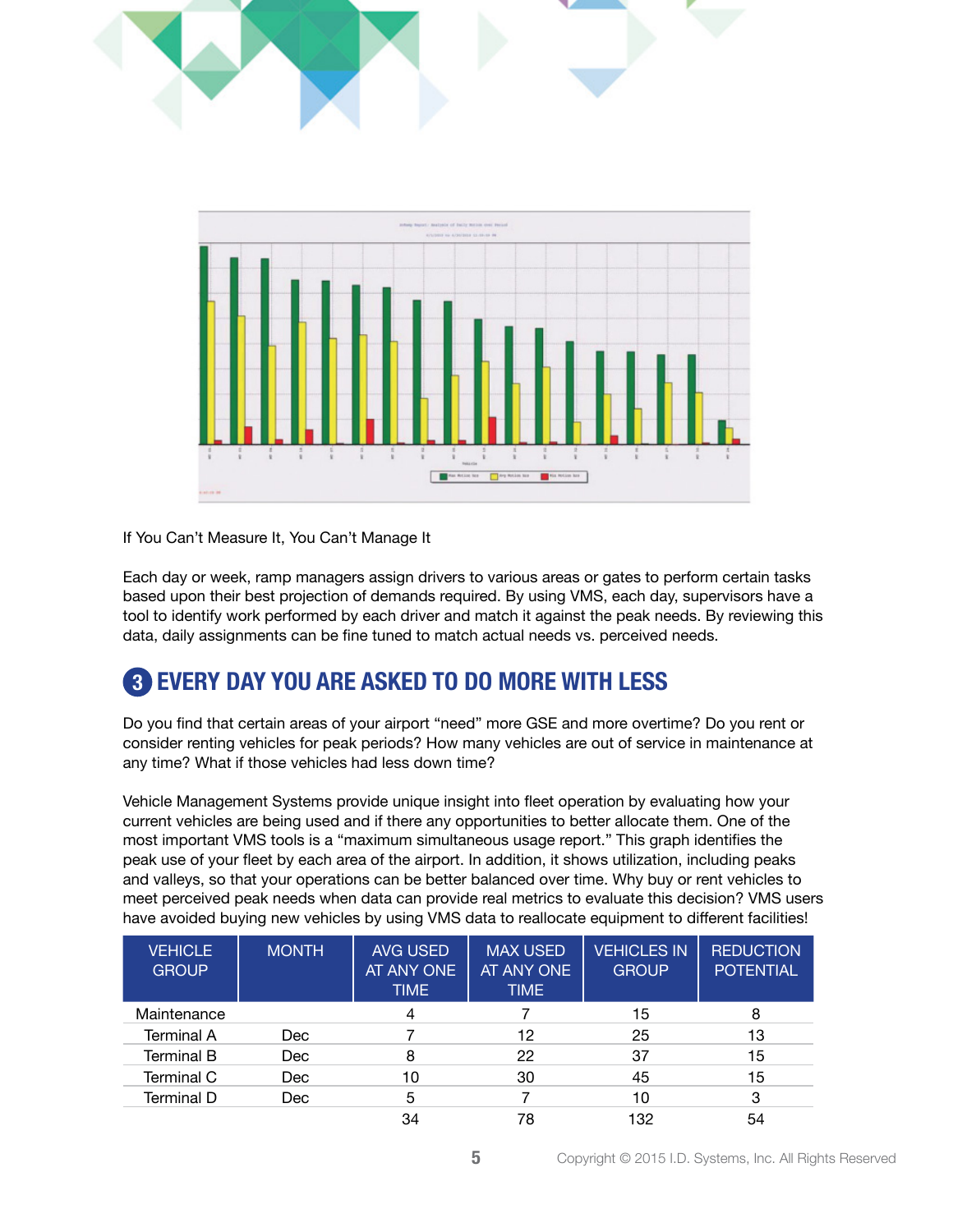If You Can't Measure It, You Can't Manage It

Each day or week, ramp managers assign drivers to various areas or gates to perform certain tasks based upon their best projection of demands required. By using VMS, each day, supervisors have a tool to identify work performed by each driver and match it against the peak needs. By reviewing this data, daily assignments can be fine tuned to match actual needs vs. perceived needs.

## 3 EVERY DAY YOU ARE ASKED TO DO MORE WITH LESS

Do you find that certain areas of your airport "need" more GSE and more overtime? Do you rent or consider renting vehicles for peak periods? How many vehicles are out of service in maintenance at any time? What if those vehicles had less down time?

Vehicle Management Systems provide unique insight into fleet operation by evaluating how your current vehicles are being used and if there any opportunities to better allocate them. One of the most important VMS tools is a "maximum simultaneous usage report." This graph identifies the peak use of your fleet by each area of the airport. In addition, it shows utilization, including peaks and valleys, so that your operations can be better balanced over time. Why buy or rent vehicles to meet perceived peak needs when data can provide real metrics to evaluate this decision? VMS users have avoided buying new vehicles by using VMS data to reallocate equipment to different facilities!

| VEHICLE GROUP | MONTH | AVG USED AT ANY ONE TIME | MAX USED AT ANY ONE TIME | VEHICLES IN GROUP | REDUCTION POTENTIAL |
|---|---|---|---|---|---|
| Maintenance | | 4 | 7 | 15 | 8 |
| Terminal A | Dec | 7 | 12 | 25 | 13 |
| Terminal B | Dec | 8 | 22 | 37 | 15 |
| Terminal C | Dec | 10 | 30 | 45 | 15 |
| Terminal D | Dec | 5 | 7 | 10 | 3 |
| | | 34 | 78 | 132 | 54 |

Copyright © 2015 I.D. Systems, Inc. All Rights Reserved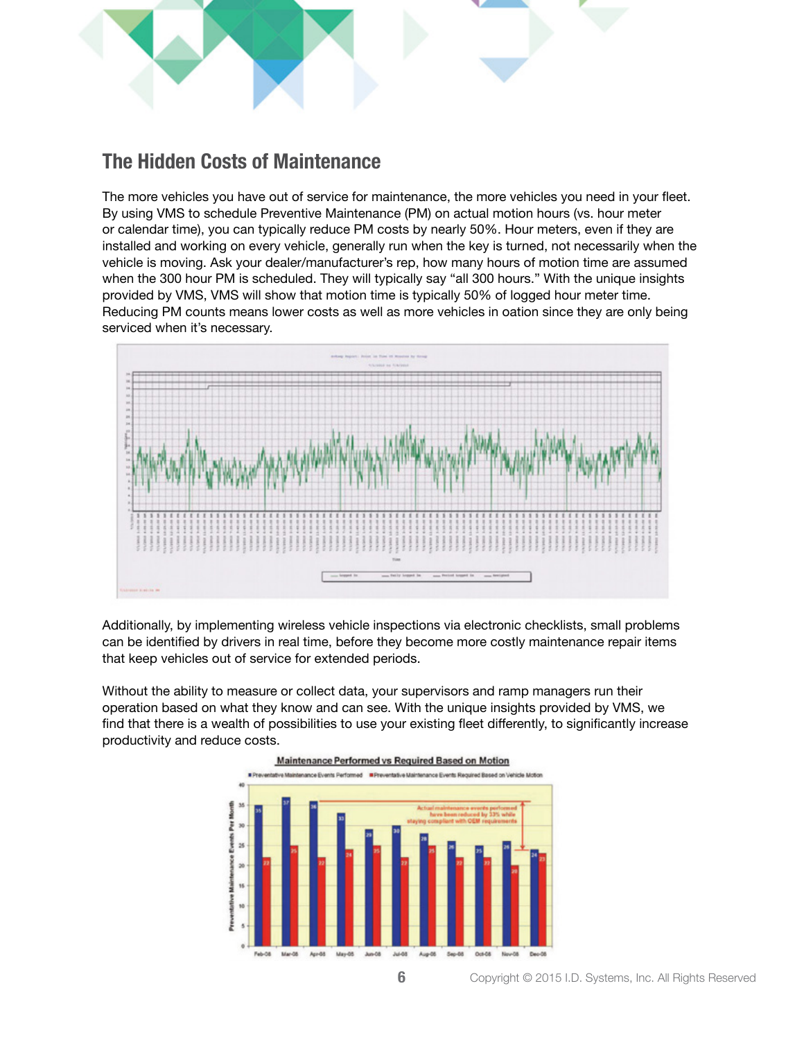## The Hidden Costs of Maintenance

The more vehicles you have out of service for maintenance, the more vehicles you need in your fleet. By using VMS to schedule Preventive Maintenance (PM) on actual motion hours (vs. hour meter or calendar time), you can typically reduce PM costs by nearly 50%. Hour meters, even if they are installed and working on every vehicle, generally run when the key is turned, not necessarily when the vehicle is moving. Ask your dealer/manufacturer's rep, how many hours of motion time are assumed when the 300 hour PM is scheduled. They will typically say "all 300 hours." With the unique insights provided by VMS, VMS will show that motion time is typically 50% of logged hour meter time. Reducing PM counts means lower costs as well as more vehicles in oation since they are only being serviced when it's necessary.

Additionally, by implementing wireless vehicle inspections via electronic checklists, small problems can be identified by drivers in real time, before they become more costly maintenance repair items that keep vehicles out of service for extended periods.

Without the ability to measure or collect data, your supervisors and ramp managers run their operation based on what they know and can see. With the unique insights provided by VMS, we find that there is a wealth of possibilities to use your existing fleet differently, to significantly increase productivity and reduce costs.

**Maintenance Performed vs Required Based on Motion**

| Month | Preventative Maintenance Events Performed | Preventative Maintenance Events Required Based on Vehicle Motion |
|---|---|---|
| Feb-08 | 35 | 22 |
| Mar-08 | 37 | 25 |
| Apr-08 | 36 | 22 |
| May-08 | 33 | 24 |
| Jun-08 | 29 | 25 |
| Jul-08 | 30 | 22 |
| Aug-08 | 28 | 25 |
| Sep-08 | 26 | 22 |
| Oct-08 | 25 | 22 |
| Nov-08 | 26 | 20 |
| Dec-08 | 24 | 23 |

Actual maintenance events performed have been reduced by 33% while staying compliant with OEM requirements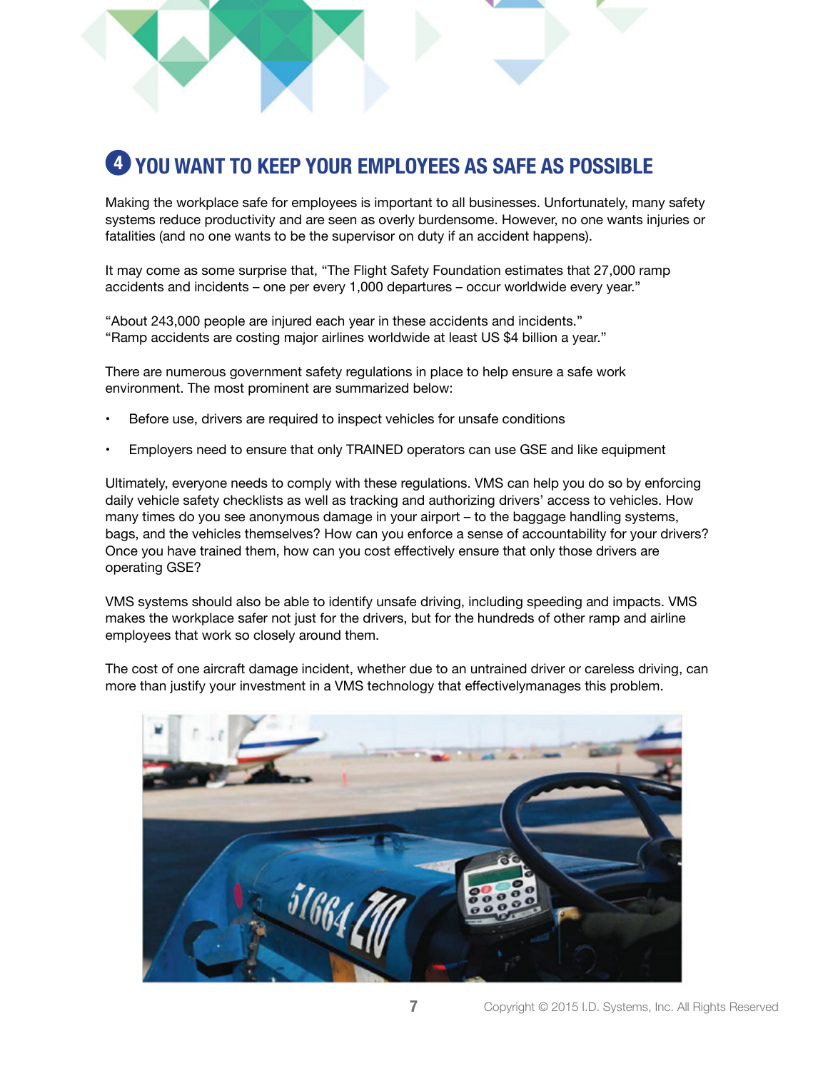## 4 YOU WANT TO KEEP YOUR EMPLOYEES AS SAFE AS POSSIBLE

Making the workplace safe for employees is important to all businesses. Unfortunately, many safety systems reduce productivity and are seen as overly burdensome. However, no one wants injuries or fatalities (and no one wants to be the supervisor on duty if an accident happens).

It may come as some surprise that, "The Flight Safety Foundation estimates that 27,000 ramp accidents and incidents – one per every 1,000 departures – occur worldwide every year."

"About 243,000 people are injured each year in these accidents and incidents."
"Ramp accidents are costing major airlines worldwide at least US $4 billion a year."

There are numerous government safety regulations in place to help ensure a safe work environment. The most prominent are summarized below:

- Before use, drivers are required to inspect vehicles for unsafe conditions
- Employers need to ensure that only TRAINED operators can use GSE and like equipment

Ultimately, everyone needs to comply with these regulations. VMS can help you do so by enforcing daily vehicle safety checklists as well as tracking and authorizing drivers' access to vehicles. How many times do you see anonymous damage in your airport – to the baggage handling systems, bags, and the vehicles themselves? How can you enforce a sense of accountability for your drivers? Once you have trained them, how can you cost effectively ensure that only those drivers are operating GSE?

VMS systems should also be able to identify unsafe driving, including speeding and impacts. VMS makes the workplace safer not just for the drivers, but for the hundreds of other ramp and airline employees that work so closely around them.

The cost of one aircraft damage incident, whether due to an untrained driver or careless driving, can more than justify your investment in a VMS technology that effectivelymanages this problem.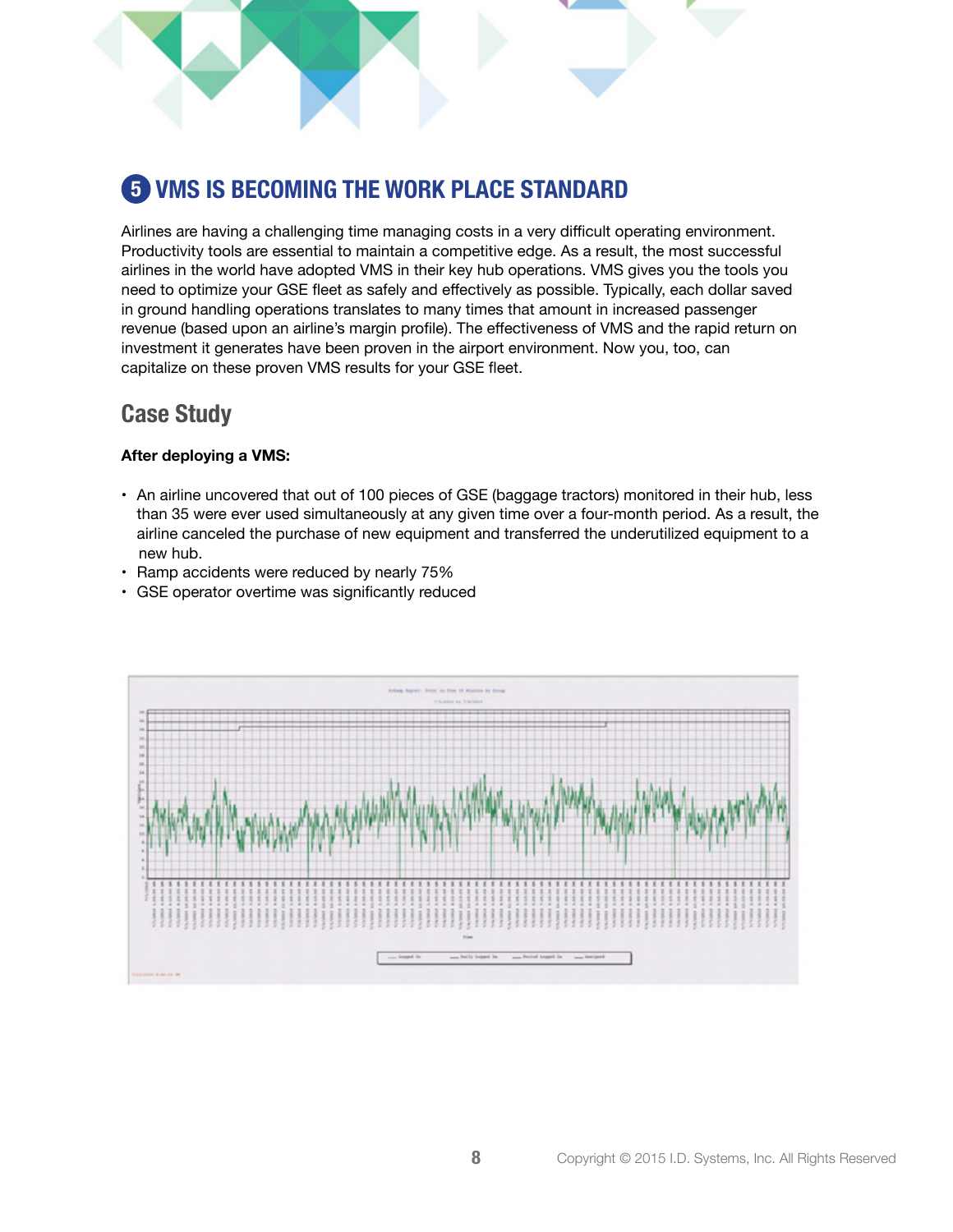## 5 VMS IS BECOMING THE WORK PLACE STANDARD

Airlines are having a challenging time managing costs in a very difficult operating environment. Productivity tools are essential to maintain a competitive edge. As a result, the most successful airlines in the world have adopted VMS in their key hub operations. VMS gives you the tools you need to optimize your GSE fleet as safely and effectively as possible. Typically, each dollar saved in ground handling operations translates to many times that amount in increased passenger revenue (based upon an airline's margin profile). The effectiveness of VMS and the rapid return on investment it generates have been proven in the airport environment. Now you, too, can capitalize on these proven VMS results for your GSE fleet.

### Case Study

**After deploying a VMS:**

- An airline uncovered that out of 100 pieces of GSE (baggage tractors) monitored in their hub, less than 35 were ever used simultaneously at any given time over a four-month period. As a result, the airline canceled the purchase of new equipment and transferred the underutilized equipment to a new hub.
- Ramp accidents were reduced by nearly 75%
- GSE operator overtime was significantly reduced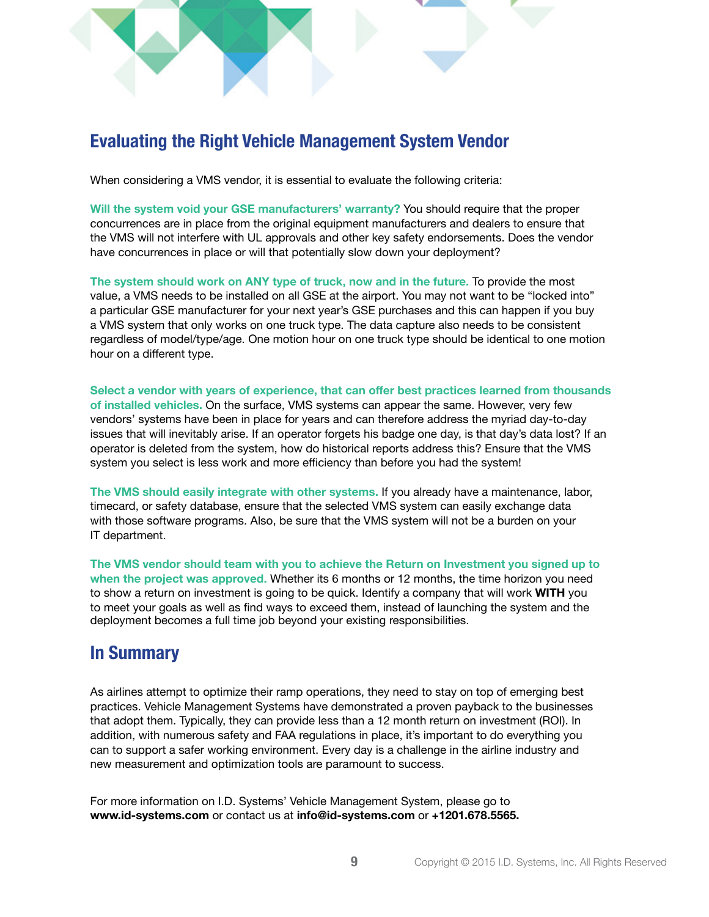## Evaluating the Right Vehicle Management System Vendor

When considering a VMS vendor, it is essential to evaluate the following criteria:

**Will the system void your GSE manufacturers' warranty?** You should require that the proper concurrences are in place from the original equipment manufacturers and dealers to ensure that the VMS will not interfere with UL approvals and other key safety endorsements. Does the vendor have concurrences in place or will that potentially slow down your deployment?

**The system should work on ANY type of truck, now and in the future.** To provide the most value, a VMS needs to be installed on all GSE at the airport. You do not want to be "locked into" a particular GSE manufacturer for your next year's GSE purchases and this can happen if you buy a VMS system that only works on one truck type. The data capture also needs to be consistent regardless of model/type/age. One motion hour on one truck type should be identical to one motion hour on a different type.

**Select a vendor with years of experience, that can offer best practices learned from thousands of installed vehicles.** On the surface, VMS systems can appear the same. However, very few vendors' systems have been in place for years and can therefore address the myriad day-to-day issues that will inevitably arise. If an operator forgets his badge one day, is that day's data lost? If an operator is deleted from the system, how do historical reports address this? Ensure that the VMS system you select is less work and more efficiency than before you had the system!

**The VMS should easily integrate with other systems.** If you already have a maintenance, labor, timecard, or safety database, ensure that the selected VMS system can easily exchange data with those software programs. Also, be sure that the VMS system will not be a burden on your IT department.

**The VMS vendor should team with you to achieve the Return on Investment you signed up to when the project was approved.** Whether its 6 months or 12 months, the time horizon you need to show a return on investment is going to be quick. Identify a company that will work **WITH** you to meet your goals as well as find ways to exceed them, instead of launching the system and the deployment becomes a full time job beyond your existing responsibilities.

## In Summary

As airlines attempt to optimize their ramp operations, they need to stay on top of emerging best practices. Vehicle Management Systems have demonstrated a proven payback to the businesses that adopt them. Typically, they can provide less than a 12 month return on investment (ROI). In addition, with numerous safety and FAA regulations in place, it's important to do everything you can to support a safer working environment. Every day is a challenge in the airline industry and new measurement and optimization tools are paramount to success.

For more information on I.D. Systems' Vehicle Management System, please go to **www.id-systems.com** or contact us at **info@id-systems.com** or **+1201.678.5565.**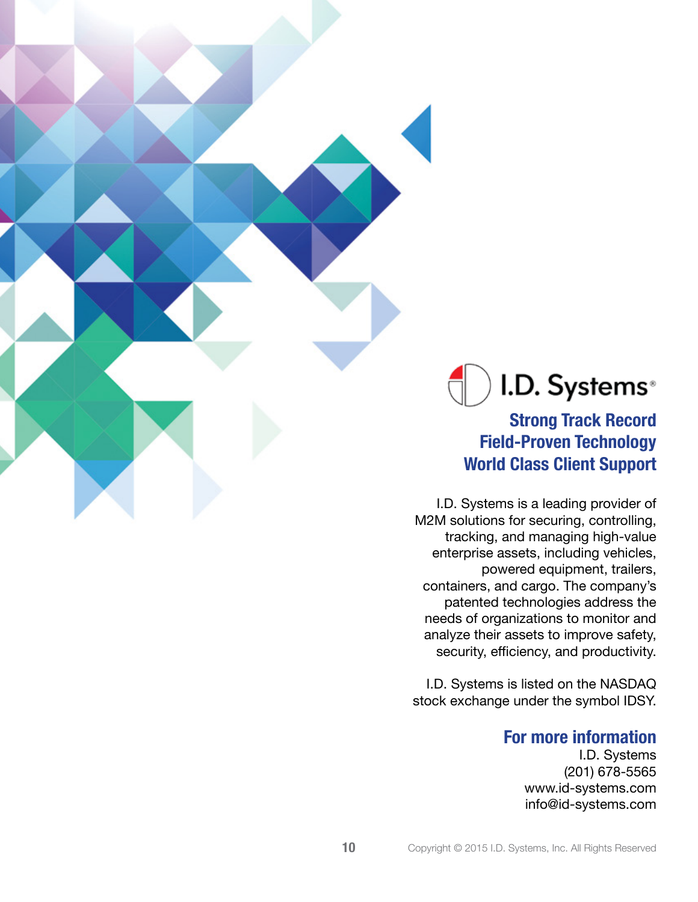I.D. Systems®

## Strong Track Record
## Field-Proven Technology
## World Class Client Support

I.D. Systems is a leading provider of M2M solutions for securing, controlling, tracking, and managing high-value enterprise assets, including vehicles, powered equipment, trailers, containers, and cargo. The company's patented technologies address the needs of organizations to monitor and analyze their assets to improve safety, security, efficiency, and productivity.

I.D. Systems is listed on the NASDAQ stock exchange under the symbol IDSY.

## For more information

I.D. Systems
(201) 678-5565
www.id-systems.com
info@id-systems.com

Copyright © 2015 I.D. Systems, Inc. All Rights Reserved